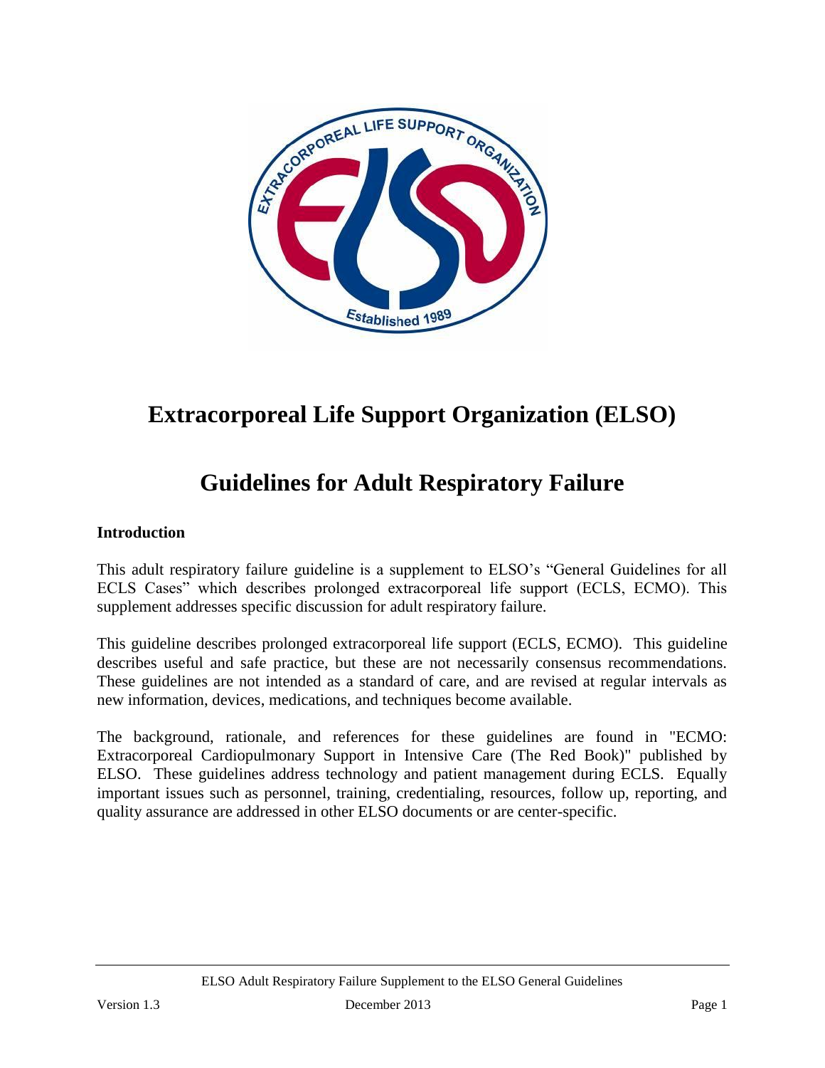# Extracorporeal Life Support Organization (ELSO)

# Guidelines for Adult Respiratory Failure

### Introduction

This adult respiratory failure guideline is a supplement to ELSO's "General Guidelines for all ECLS Cases" which describes prolonged extracorporeal life support (ECLS, ECMO). This supplement addresses specific discussion for adult respiratory failure.

This guideline describes prolonged extracorporeal life support (ECLS, ECMO). This guideline describes useful and safe practice, but these are not necessarily consensus recommendations. These guidelines are not intended as a standard of care, and are revised at regular intervals as new information, devices, medications, and techniques become available.

The background, rationale, and references for these guidelines are found in "ECMO: Extracorporeal Cardiopulmonary Support in Intensive Care (The Red Book)" published by ELSO. These guidelines address technology and patient management during ECLS. Equally important issues such as personnel, training, credentialing, resources, follow up, reporting, and quality assurance are addressed in other ELSO documents or are center-specific.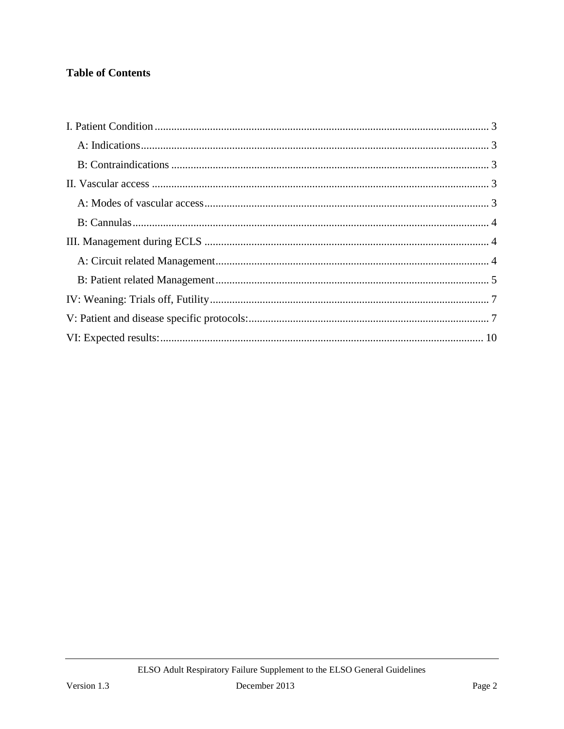**Table of Contents**

I. Patient Condition ........................................................................................................................ 3

A: Indications............................................................................................................................. 3

B: Contraindications .................................................................................................................. 3

II. Vascular access ......................................................................................................................... 3

A: Modes of vascular access...................................................................................................... 3

B: Cannulas................................................................................................................................ 4

III. Management during ECLS ...................................................................................................... 4

A: Circuit related Management.................................................................................................. 4

B: Patient related Management.................................................................................................. 5

IV: Weaning: Trials off, Futility.................................................................................................... 7

V: Patient and disease specific protocols:...................................................................................... 7

VI: Expected results:.................................................................................................................... 10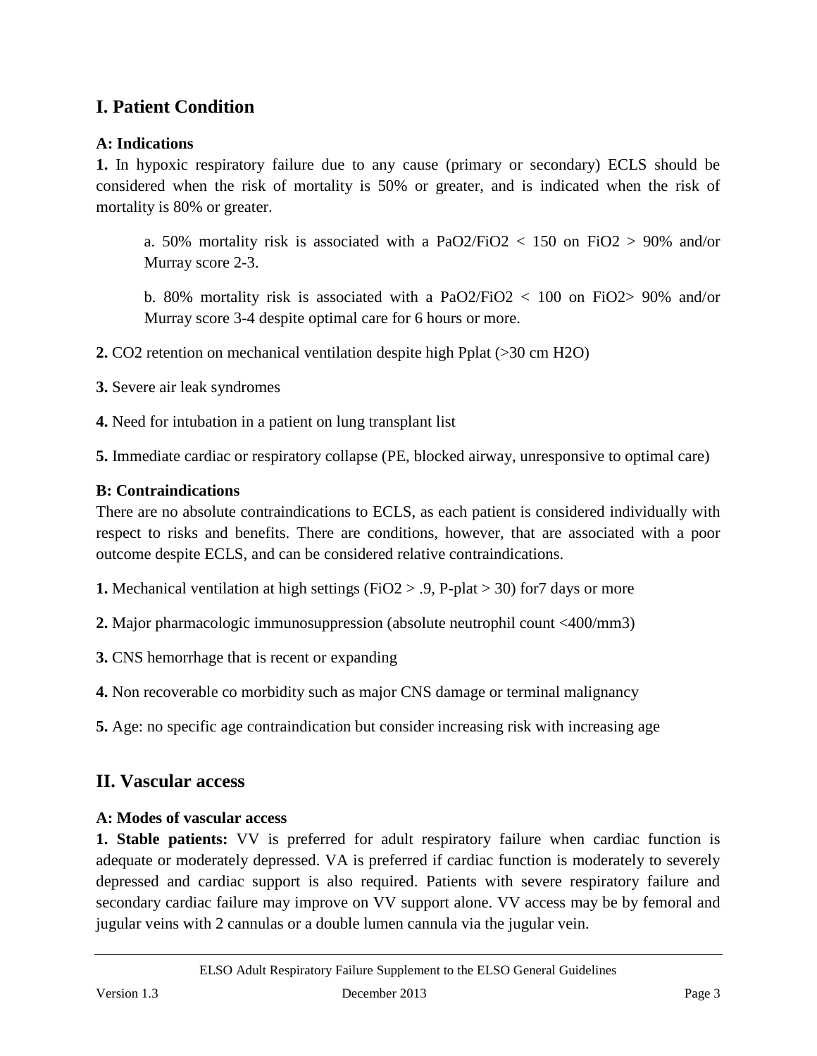## I. Patient Condition

### A: Indications

**1.** In hypoxic respiratory failure due to any cause (primary or secondary) ECLS should be considered when the risk of mortality is 50% or greater, and is indicated when the risk of mortality is 80% or greater.

> a. 50% mortality risk is associated with a $PaO_2/FiO_2 < 150$ on $FiO_2 > 90\%$ and/or Murray score 2-3.
>
> b. 80% mortality risk is associated with a $PaO_2/FiO_2 < 100$ on $FiO_2 > 90\%$ and/or Murray score 3-4 despite optimal care for 6 hours or more.

**2.** $CO_2$ retention on mechanical ventilation despite high Pplat (>30 cm $H_2O$)

**3.** Severe air leak syndromes

**4.** Need for intubation in a patient on lung transplant list

**5.** Immediate cardiac or respiratory collapse (PE, blocked airway, unresponsive to optimal care)

### B: Contraindications

There are no absolute contraindications to ECLS, as each patient is considered individually with respect to risks and benefits. There are conditions, however, that are associated with a poor outcome despite ECLS, and can be considered relative contraindications.

**1.** Mechanical ventilation at high settings ($FiO_2 > .9$, P-plat > 30) for7 days or more

**2.** Major pharmacologic immunosuppression (absolute neutrophil count <400/mm3)

**3.** CNS hemorrhage that is recent or expanding

**4.** Non recoverable co morbidity such as major CNS damage or terminal malignancy

**5.** Age: no specific age contraindication but consider increasing risk with increasing age

## II. Vascular access

### A: Modes of vascular access

**1. Stable patients:** VV is preferred for adult respiratory failure when cardiac function is adequate or moderately depressed. VA is preferred if cardiac function is moderately to severely depressed and cardiac support is also required. Patients with severe respiratory failure and secondary cardiac failure may improve on VV support alone. VV access may be by femoral and jugular veins with 2 cannulas or a double lumen cannula via the jugular vein.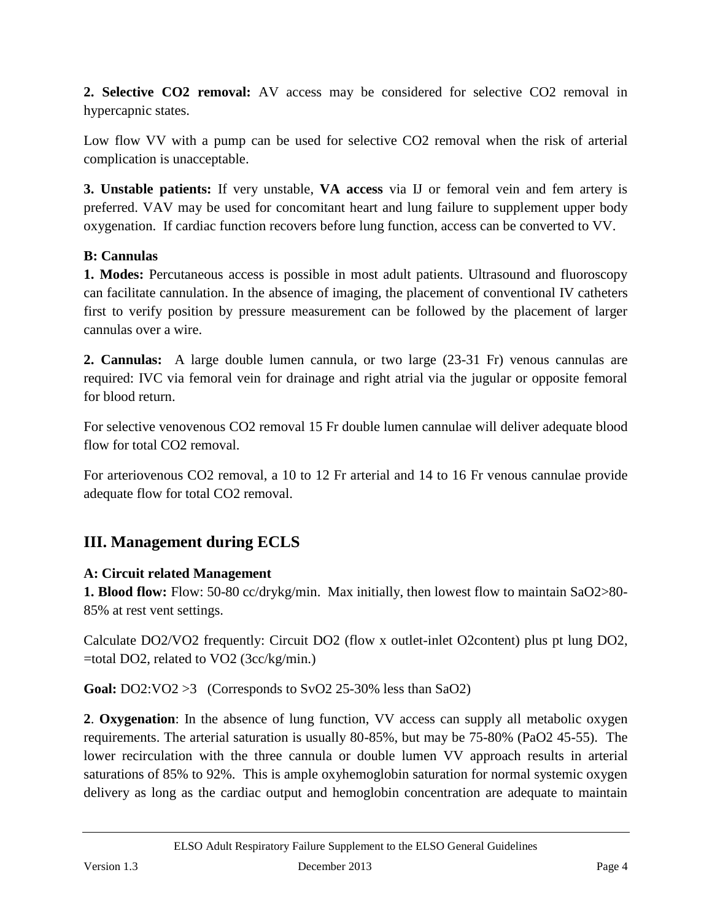**2. Selective $CO_2$ removal:** AV access may be considered for selective $CO_2$ removal in hypercapnic states.

Low flow VV with a pump can be used for selective $CO_2$ removal when the risk of arterial complication is unacceptable.

**3. Unstable patients:** If very unstable, **VA access** via IJ or femoral vein and fem artery is preferred. VAV may be used for concomitant heart and lung failure to supplement upper body oxygenation. If cardiac function recovers before lung function, access can be converted to VV.

**B: Cannulas**

**1. Modes:** Percutaneous access is possible in most adult patients. Ultrasound and fluoroscopy can facilitate cannulation. In the absence of imaging, the placement of conventional IV catheters first to verify position by pressure measurement can be followed by the placement of larger cannulas over a wire.

**2. Cannulas:** A large double lumen cannula, or two large (23-31 Fr) venous cannulas are required: IVC via femoral vein for drainage and right atrial via the jugular or opposite femoral for blood return.

For selective venovenous $CO_2$ removal 15 Fr double lumen cannulae will deliver adequate blood flow for total $CO_2$ removal.

For arteriovenous $CO_2$ removal, a 10 to 12 Fr arterial and 14 to 16 Fr venous cannulae provide adequate flow for total $CO_2$ removal.

## III. Management during ECLS

**A: Circuit related Management**

**1. Blood flow:** Flow: 50-80 cc/drykg/min. Max initially, then lowest flow to maintain $SaO_2$>80-85% at rest vent settings.

Calculate $DO_2/VO_2$ frequently: Circuit $DO_2$ (flow x outlet-inlet $O_2$content) plus pt lung $DO_2$, =total $DO_2$, related to $VO_2$ (3cc/kg/min.)

**Goal:** $DO_2$:$VO_2$ >3 (Corresponds to $SvO_2$ 25-30% less than $SaO_2$)

**2**. **Oxygenation**: In the absence of lung function, VV access can supply all metabolic oxygen requirements. The arterial saturation is usually 80-85%, but may be 75-80% ($PaO_2$ 45-55). The lower recirculation with the three cannula or double lumen VV approach results in arterial saturations of 85% to 92%. This is ample oxyhemoglobin saturation for normal systemic oxygen delivery as long as the cardiac output and hemoglobin concentration are adequate to maintain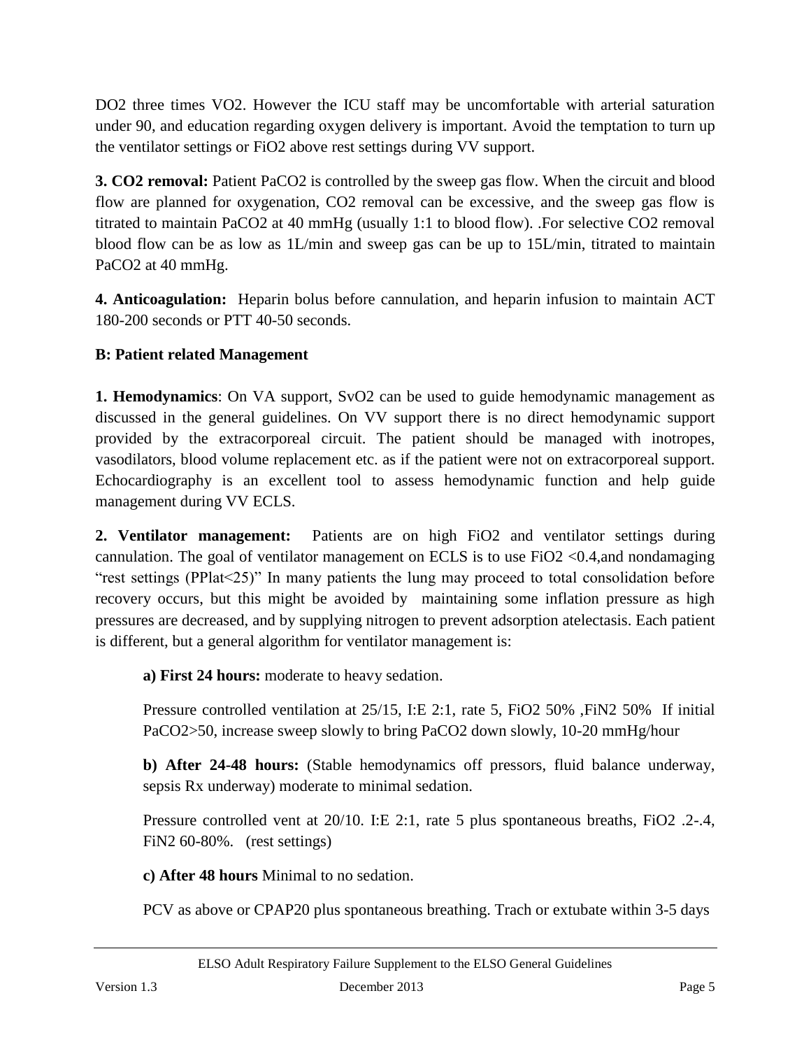DO2 three times VO2. However the ICU staff may be uncomfortable with arterial saturation under 90, and education regarding oxygen delivery is important. Avoid the temptation to turn up the ventilator settings or FiO2 above rest settings during VV support.

**3. CO2 removal:** Patient $PaCO_2$ is controlled by the sweep gas flow. When the circuit and blood flow are planned for oxygenation, $CO_2$ removal can be excessive, and the sweep gas flow is titrated to maintain $PaCO_2$ at 40 mmHg (usually 1:1 to blood flow). .For selective $CO_2$ removal blood flow can be as low as 1L/min and sweep gas can be up to 15L/min, titrated to maintain $PaCO_2$ at 40 mmHg.

**4. Anticoagulation:** Heparin bolus before cannulation, and heparin infusion to maintain ACT 180-200 seconds or PTT 40-50 seconds.

**B: Patient related Management**

**1. Hemodynamics**: On VA support, $SvO_2$ can be used to guide hemodynamic management as discussed in the general guidelines. On VV support there is no direct hemodynamic support provided by the extracorporeal circuit. The patient should be managed with inotropes, vasodilators, blood volume replacement etc. as if the patient were not on extracorporeal support. Echocardiography is an excellent tool to assess hemodynamic function and help guide management during VV ECLS.

**2. Ventilator management:** Patients are on high $FiO_2$ and ventilator settings during cannulation. The goal of ventilator management on ECLS is to use $FiO_2$ <0.4,and nondamaging "rest settings (PPlat<25)" In many patients the lung may proceed to total consolidation before recovery occurs, but this might be avoided by maintaining some inflation pressure as high pressures are decreased, and by supplying nitrogen to prevent adsorption atelectasis. Each patient is different, but a general algorithm for ventilator management is:

**a) First 24 hours:** moderate to heavy sedation.

Pressure controlled ventilation at 25/15, I:E 2:1, rate 5, $FiO_2$ 50% ,$FiN_2$ 50% If initial $PaCO_2$>50, increase sweep slowly to bring $PaCO_2$ down slowly, 10-20 mmHg/hour

**b) After 24-48 hours:** (Stable hemodynamics off pressors, fluid balance underway, sepsis Rx underway) moderate to minimal sedation.

Pressure controlled vent at 20/10. I:E 2:1, rate 5 plus spontaneous breaths, $FiO_2$ .2-.4, $FiN_2$ 60-80%. (rest settings)

**c) After 48 hours** Minimal to no sedation.

PCV as above or CPAP20 plus spontaneous breathing. Trach or extubate within 3-5 days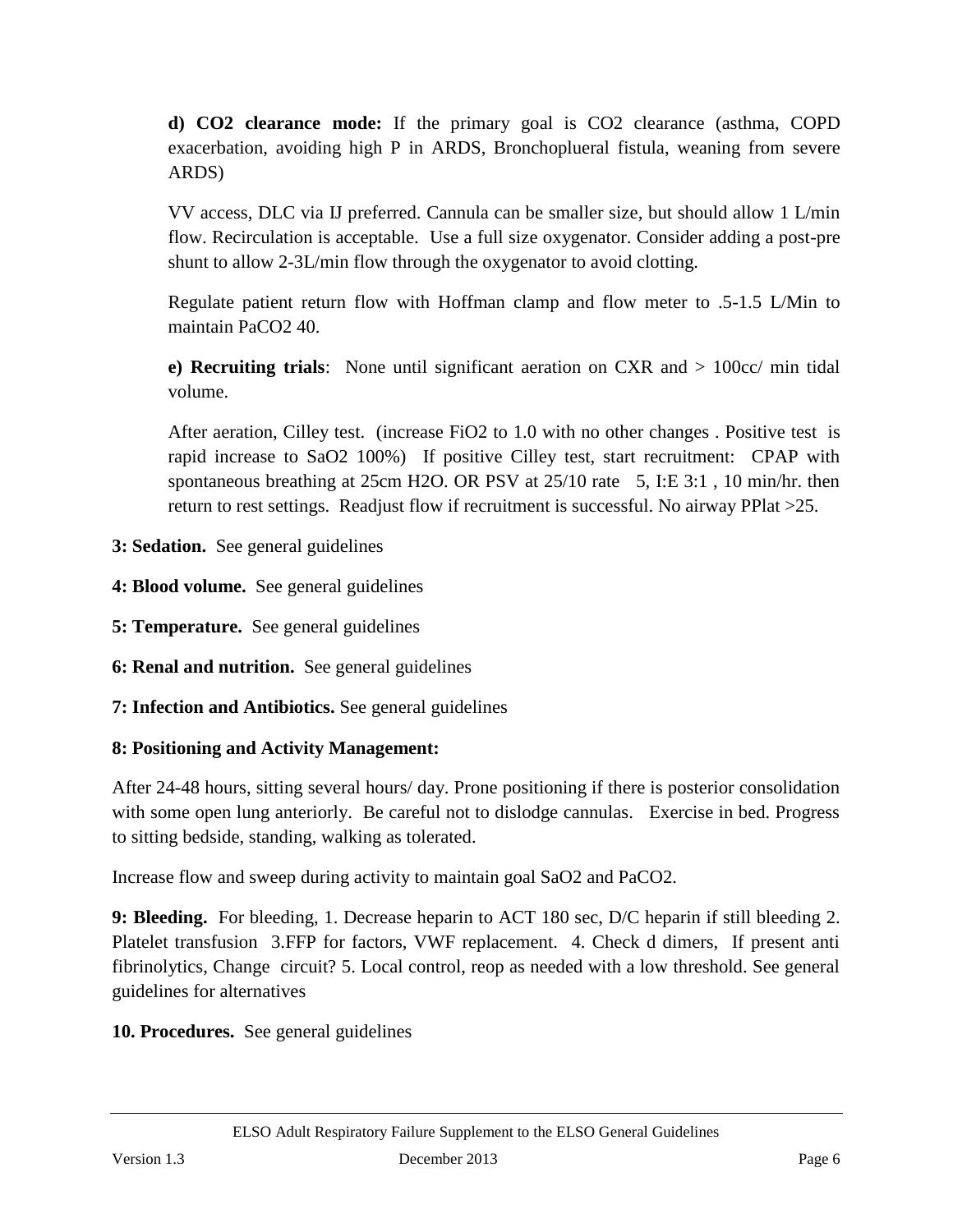**d) $CO_2$ clearance mode:** If the primary goal is $CO_2$ clearance (asthma, COPD exacerbation, avoiding high P in ARDS, Bronchoplueral fistula, weaning from severe ARDS)

VV access, DLC via IJ preferred. Cannula can be smaller size, but should allow 1 L/min flow. Recirculation is acceptable. Use a full size oxygenator. Consider adding a post-pre shunt to allow 2-3L/min flow through the oxygenator to avoid clotting.

Regulate patient return flow with Hoffman clamp and flow meter to .5-1.5 L/Min to maintain $PaCO_2$ 40.

**e) Recruiting trials**: None until significant aeration on CXR and > 100cc/ min tidal volume.

After aeration, Cilley test. (increase $FiO_2$ to 1.0 with no other changes . Positive test is rapid increase to $SaO_2$ 100%) If positive Cilley test, start recruitment: CPAP with spontaneous breathing at 25cm $H_2O$. OR PSV at 25/10 rate 5, I:E 3:1 , 10 min/hr. then return to rest settings. Readjust flow if recruitment is successful. No airway PPlat >25.

**3: Sedation.** See general guidelines

**4: Blood volume.** See general guidelines

**5: Temperature.** See general guidelines

**6: Renal and nutrition.** See general guidelines

**7: Infection and Antibiotics.** See general guidelines

**8: Positioning and Activity Management:**

After 24-48 hours, sitting several hours/ day. Prone positioning if there is posterior consolidation with some open lung anteriorly. Be careful not to dislodge cannulas. Exercise in bed. Progress to sitting bedside, standing, walking as tolerated.

Increase flow and sweep during activity to maintain goal $SaO_2$ and $PaCO_2$.

**9: Bleeding.** For bleeding, 1. Decrease heparin to ACT 180 sec, D/C heparin if still bleeding 2. Platelet transfusion 3.FFP for factors, VWF replacement. 4. Check d dimers, If present anti fibrinolytics, Change circuit? 5. Local control, reop as needed with a low threshold. See general guidelines for alternatives

**10. Procedures.** See general guidelines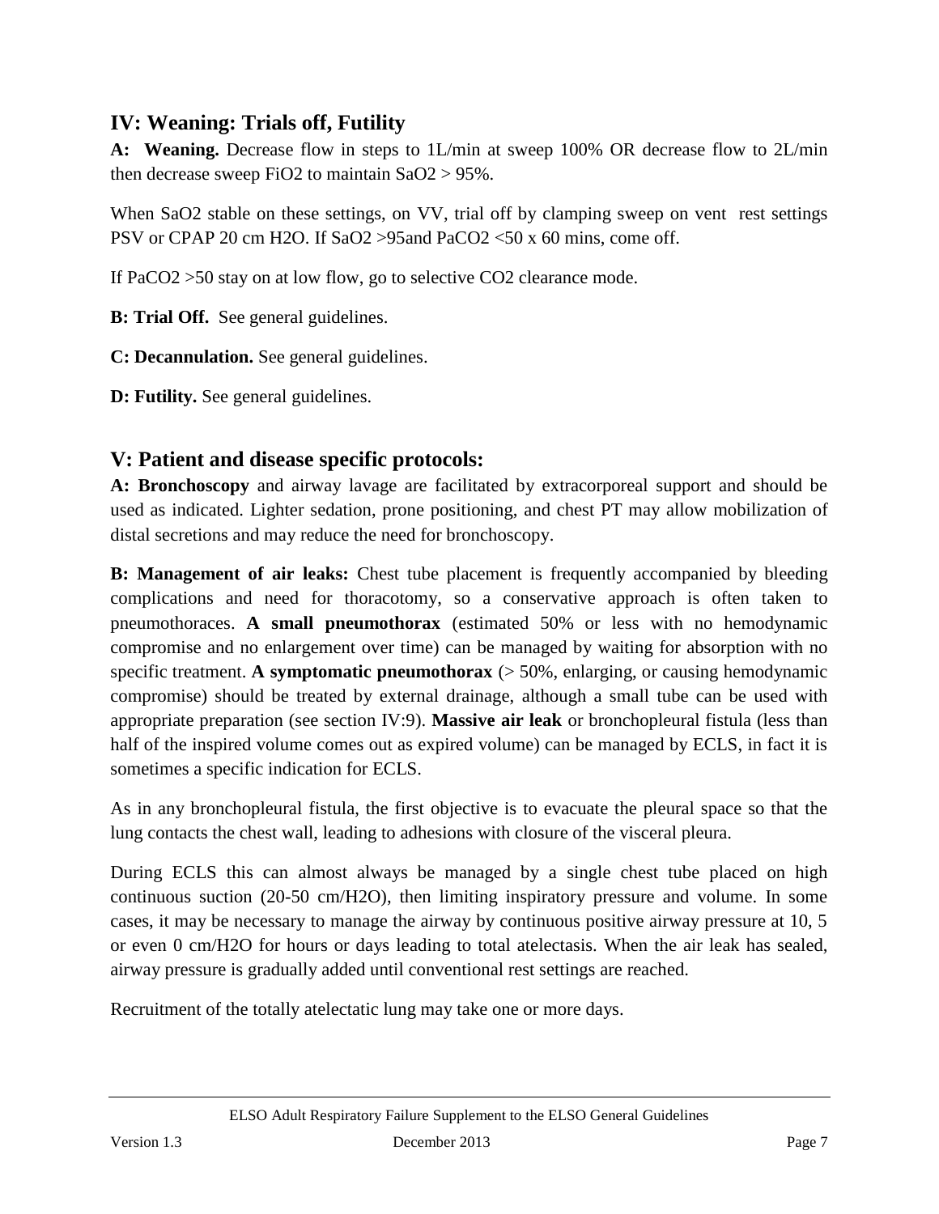## IV: Weaning: Trials off, Futility

**A: Weaning.** Decrease flow in steps to 1L/min at sweep 100% OR decrease flow to 2L/min then decrease sweep $FiO_2$ to maintain $SaO_2 > 95\%$.

When $SaO_2$ stable on these settings, on VV, trial off by clamping sweep on vent rest settings PSV or CPAP 20 cm $H_2O$. If $SaO_2$ >95and $PaCO_2$ <50 x 60 mins, come off.

If $PaCO_2$ >50 stay on at low flow, go to selective $CO_2$ clearance mode.

**B: Trial Off.** See general guidelines.

**C: Decannulation.** See general guidelines.

**D: Futility.** See general guidelines.

## V: Patient and disease specific protocols:

**A: Bronchoscopy** and airway lavage are facilitated by extracorporeal support and should be used as indicated. Lighter sedation, prone positioning, and chest PT may allow mobilization of distal secretions and may reduce the need for bronchoscopy.

**B: Management of air leaks:** Chest tube placement is frequently accompanied by bleeding complications and need for thoracotomy, so a conservative approach is often taken to pneumothoraces. **A small pneumothorax** (estimated 50% or less with no hemodynamic compromise and no enlargement over time) can be managed by waiting for absorption with no specific treatment. **A symptomatic pneumothorax** (> 50%, enlarging, or causing hemodynamic compromise) should be treated by external drainage, although a small tube can be used with appropriate preparation (see section IV:9). **Massive air leak** or bronchopleural fistula (less than half of the inspired volume comes out as expired volume) can be managed by ECLS, in fact it is sometimes a specific indication for ECLS.

As in any bronchopleural fistula, the first objective is to evacuate the pleural space so that the lung contacts the chest wall, leading to adhesions with closure of the visceral pleura.

During ECLS this can almost always be managed by a single chest tube placed on high continuous suction (20-50 cm/$H_2O$), then limiting inspiratory pressure and volume. In some cases, it may be necessary to manage the airway by continuous positive airway pressure at 10, 5 or even 0 cm/$H_2O$ for hours or days leading to total atelectasis. When the air leak has sealed, airway pressure is gradually added until conventional rest settings are reached.

Recruitment of the totally atelectatic lung may take one or more days.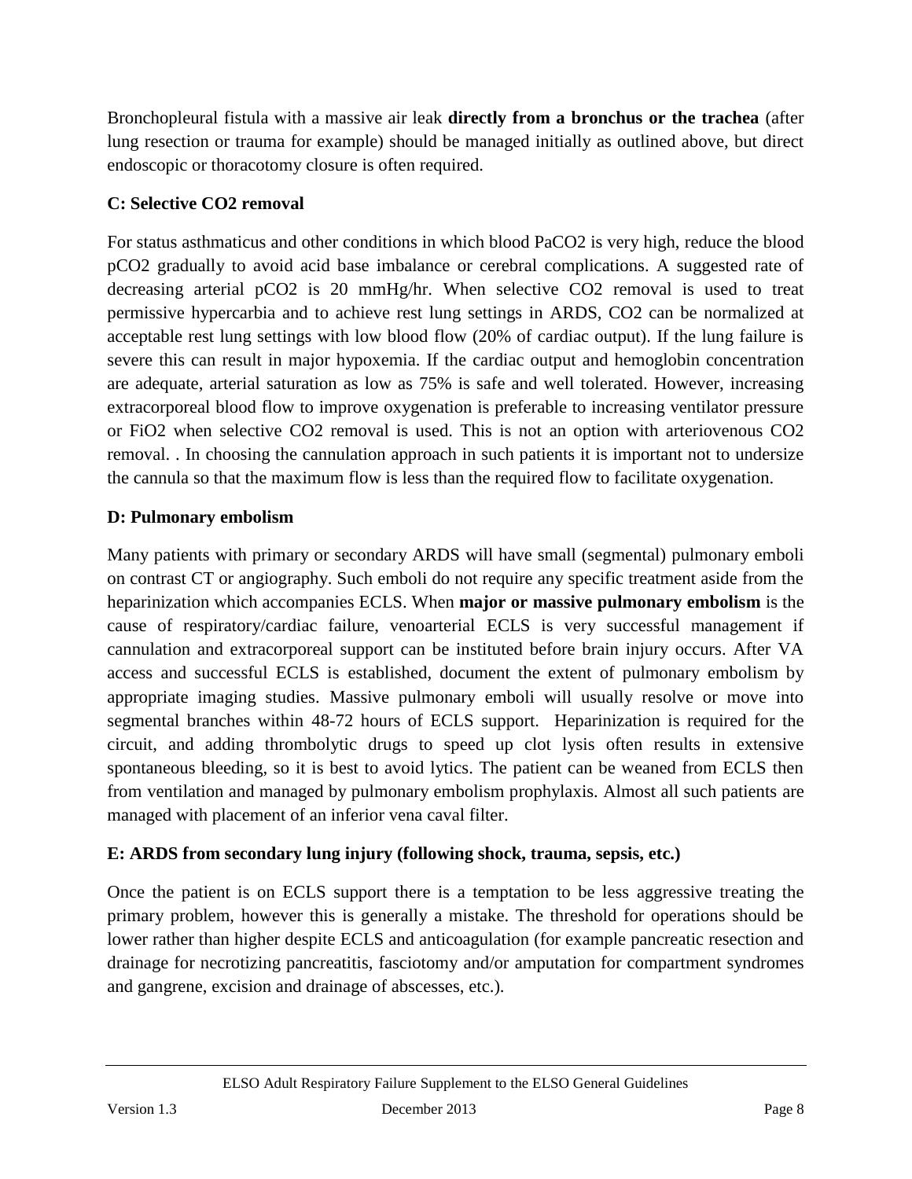Bronchopleural fistula with a massive air leak **directly from a bronchus or the trachea** (after lung resection or trauma for example) should be managed initially as outlined above, but direct endoscopic or thoracotomy closure is often required.

**C: Selective $CO_2$ removal**

For status asthmaticus and other conditions in which blood $PaCO_2$ is very high, reduce the blood $pCO_2$ gradually to avoid acid base imbalance or cerebral complications. A suggested rate of decreasing arterial $pCO_2$ is 20 mmHg/hr. When selective $CO_2$ removal is used to treat permissive hypercarbia and to achieve rest lung settings in ARDS, $CO_2$ can be normalized at acceptable rest lung settings with low blood flow (20% of cardiac output). If the lung failure is severe this can result in major hypoxemia. If the cardiac output and hemoglobin concentration are adequate, arterial saturation as low as 75% is safe and well tolerated. However, increasing extracorporeal blood flow to improve oxygenation is preferable to increasing ventilator pressure or $FiO_2$ when selective $CO_2$ removal is used. This is not an option with arteriovenous $CO_2$ removal. . In choosing the cannulation approach in such patients it is important not to undersize the cannula so that the maximum flow is less than the required flow to facilitate oxygenation.

**D: Pulmonary embolism**

Many patients with primary or secondary ARDS will have small (segmental) pulmonary emboli on contrast CT or angiography. Such emboli do not require any specific treatment aside from the heparinization which accompanies ECLS. When **major or massive pulmonary embolism** is the cause of respiratory/cardiac failure, venoarterial ECLS is very successful management if cannulation and extracorporeal support can be instituted before brain injury occurs. After VA access and successful ECLS is established, document the extent of pulmonary embolism by appropriate imaging studies. Massive pulmonary emboli will usually resolve or move into segmental branches within 48-72 hours of ECLS support. Heparinization is required for the circuit, and adding thrombolytic drugs to speed up clot lysis often results in extensive spontaneous bleeding, so it is best to avoid lytics. The patient can be weaned from ECLS then from ventilation and managed by pulmonary embolism prophylaxis. Almost all such patients are managed with placement of an inferior vena caval filter.

**E: ARDS from secondary lung injury (following shock, trauma, sepsis, etc.)**

Once the patient is on ECLS support there is a temptation to be less aggressive treating the primary problem, however this is generally a mistake. The threshold for operations should be lower rather than higher despite ECLS and anticoagulation (for example pancreatic resection and drainage for necrotizing pancreatitis, fasciotomy and/or amputation for compartment syndromes and gangrene, excision and drainage of abscesses, etc.).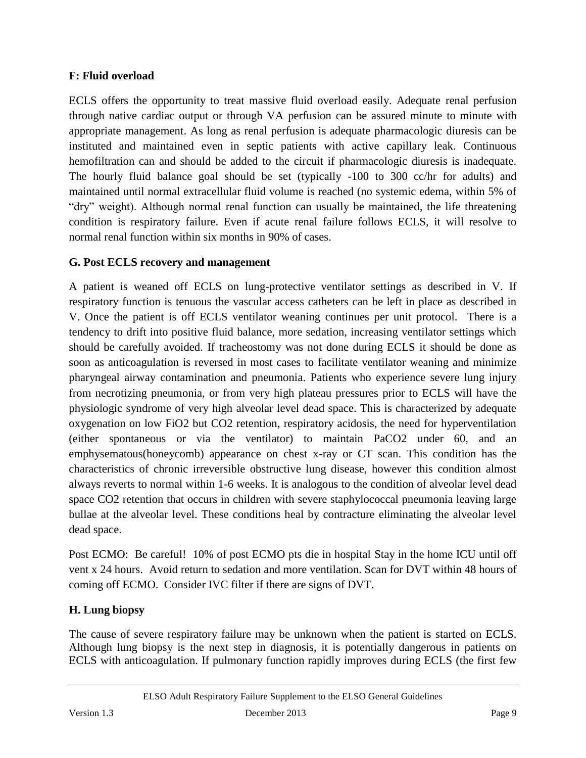**F: Fluid overload**

ECLS offers the opportunity to treat massive fluid overload easily. Adequate renal perfusion through native cardiac output or through VA perfusion can be assured minute to minute with appropriate management. As long as renal perfusion is adequate pharmacologic diuresis can be instituted and maintained even in septic patients with active capillary leak. Continuous hemofiltration can and should be added to the circuit if pharmacologic diuresis is inadequate. The hourly fluid balance goal should be set (typically -100 to 300 cc/hr for adults) and maintained until normal extracellular fluid volume is reached (no systemic edema, within 5% of "dry" weight). Although normal renal function can usually be maintained, the life threatening condition is respiratory failure. Even if acute renal failure follows ECLS, it will resolve to normal renal function within six months in 90% of cases.

**G. Post ECLS recovery and management**

A patient is weaned off ECLS on lung-protective ventilator settings as described in V. If respiratory function is tenuous the vascular access catheters can be left in place as described in V. Once the patient is off ECLS ventilator weaning continues per unit protocol. There is a tendency to drift into positive fluid balance, more sedation, increasing ventilator settings which should be carefully avoided. If tracheostomy was not done during ECLS it should be done as soon as anticoagulation is reversed in most cases to facilitate ventilator weaning and minimize pharyngeal airway contamination and pneumonia. Patients who experience severe lung injury from necrotizing pneumonia, or from very high plateau pressures prior to ECLS will have the physiologic syndrome of very high alveolar level dead space. This is characterized by adequate oxygenation on low $FiO_2$ but $CO_2$ retention, respiratory acidosis, the need for hyperventilation (either spontaneous or via the ventilator) to maintain $PaCO_2$ under 60, and an emphysematous(honeycomb) appearance on chest x-ray or CT scan. This condition has the characteristics of chronic irreversible obstructive lung disease, however this condition almost always reverts to normal within 1-6 weeks. It is analogous to the condition of alveolar level dead space $CO_2$ retention that occurs in children with severe staphylococcal pneumonia leaving large bullae at the alveolar level. These conditions heal by contracture eliminating the alveolar level dead space.

Post ECMO: Be careful! 10% of post ECMO pts die in hospital Stay in the home ICU until off vent x 24 hours. Avoid return to sedation and more ventilation. Scan for DVT within 48 hours of coming off ECMO. Consider IVC filter if there are signs of DVT.

**H. Lung biopsy**

The cause of severe respiratory failure may be unknown when the patient is started on ECLS. Although lung biopsy is the next step in diagnosis, it is potentially dangerous in patients on ECLS with anticoagulation. If pulmonary function rapidly improves during ECLS (the first few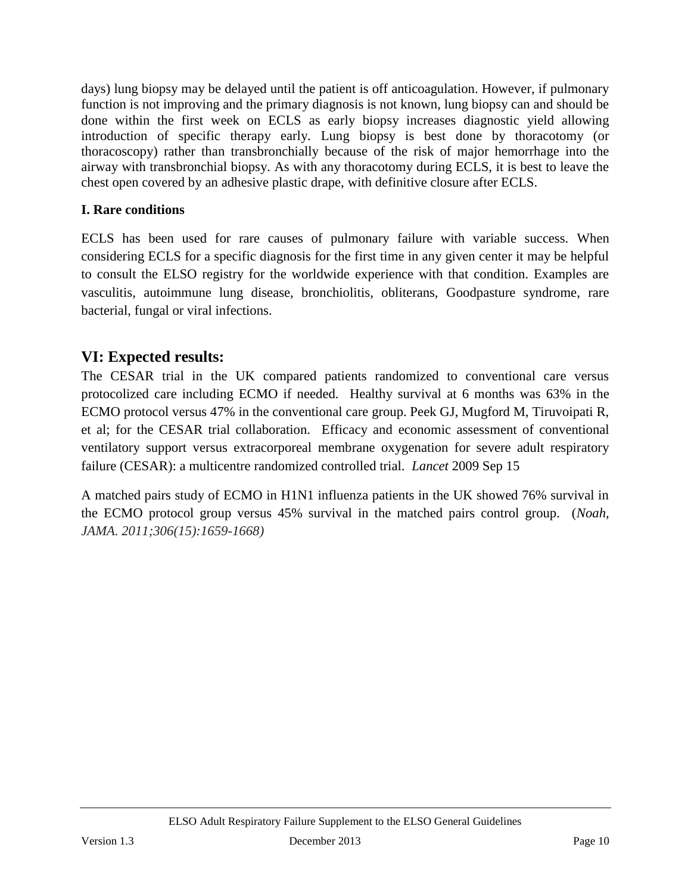days) lung biopsy may be delayed until the patient is off anticoagulation. However, if pulmonary function is not improving and the primary diagnosis is not known, lung biopsy can and should be done within the first week on ECLS as early biopsy increases diagnostic yield allowing introduction of specific therapy early. Lung biopsy is best done by thoracotomy (or thoracoscopy) rather than transbronchially because of the risk of major hemorrhage into the airway with transbronchial biopsy. As with any thoracotomy during ECLS, it is best to leave the chest open covered by an adhesive plastic drape, with definitive closure after ECLS.

**I. Rare conditions**

ECLS has been used for rare causes of pulmonary failure with variable success. When considering ECLS for a specific diagnosis for the first time in any given center it may be helpful to consult the ELSO registry for the worldwide experience with that condition. Examples are vasculitis, autoimmune lung disease, bronchiolitis, obliterans, Goodpasture syndrome, rare bacterial, fungal or viral infections.

## VI: Expected results:

The CESAR trial in the UK compared patients randomized to conventional care versus protocolized care including ECMO if needed. Healthy survival at 6 months was 63% in the ECMO protocol versus 47% in the conventional care group. Peek GJ, Mugford M, Tiruvoipati R, et al; for the CESAR trial collaboration. Efficacy and economic assessment of conventional ventilatory support versus extracorporeal membrane oxygenation for severe adult respiratory failure (CESAR): a multicentre randomized controlled trial. *Lancet* 2009 Sep 15

A matched pairs study of ECMO in H1N1 influenza patients in the UK showed 76% survival in the ECMO protocol group versus 45% survival in the matched pairs control group. (*Noah, JAMA. 2011;306(15):1659-1668)*